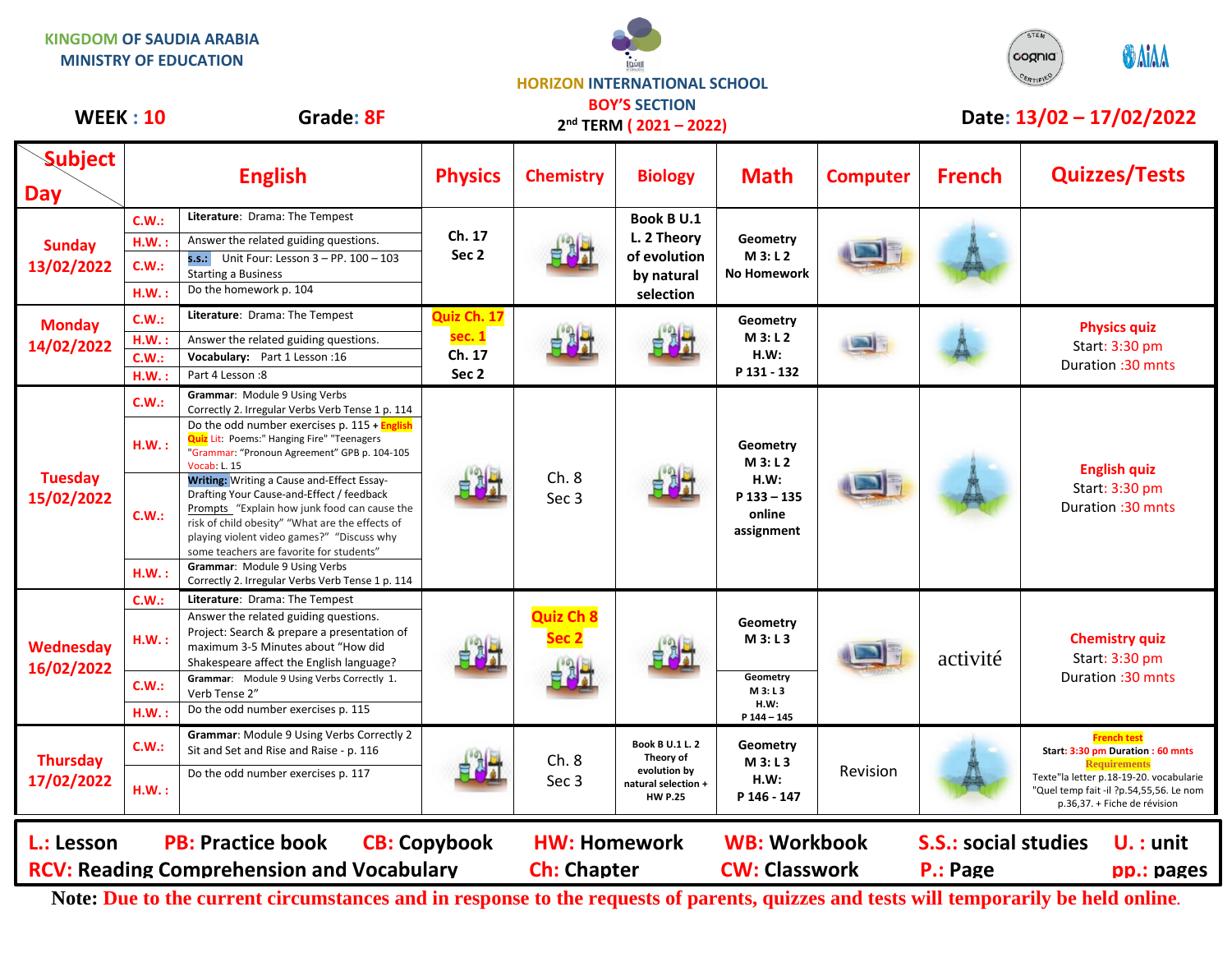KINGDOM OF SAUDIA ARABIA
MINISTRY OF EDUCATION

HORIZON INTERNATIONAL SCHOOL
BOY'S SECTION
2nd TERM ( 2021 – 2022)

**WEEK : 10** **Grade: 8F** **Date: 13/02 – 17/02/2022**

| Subject / Day | | English | Physics | Chemistry | Biology | Math | Computer | French | Quizzes/Tests |
|---|---|---|---|---|---|---|---|---|---|
| Sunday 13/02/2022 | C.W.: | **Literature**: Drama: The Tempest | Ch. 17 Sec 2 | | Book B U.1 L. 2 Theory of evolution by natural selection | Geometry M 3: L 2 No Homework | | | |
| | H.W. : | Answer the related guiding questions. | | | | | | | |
| | C.W.: | **S.S.:** Unit Four: Lesson 3 – PP. 100 – 103 Starting a Business | | | | | | | |
| | H.W. : | Do the homework p. 104 | | | | | | | |
| Monday 14/02/2022 | C.W.: | **Literature**: Drama: The Tempest | Quiz Ch. 17 sec. 1 Ch. 17 Sec 2 | | | Geometry M 3: L 2 H.W: P 131 - 132 | | | Physics quiz Start: 3:30 pm Duration :30 mnts |
| | H.W. : | Answer the related guiding questions. | | | | | | | |
| | C.W.: | **Vocabulary:** Part 1 Lesson :16 | | | | | | | |
| | H.W. : | Part 4 Lesson :8 | | | | | | | |
| Tuesday 15/02/2022 | C.W.: | **Grammar**: Module 9 Using Verbs Correctly 2. Irregular Verbs Verb Tense 1 p. 114 | | Ch. 8 Sec 3 | | Geometry M 3: L 2 H.W: P 133 – 135 online assignment | | | English quiz Start: 3:30 pm Duration :30 mnts |
| | H.W. : | Do the odd number exercises p. 115 + **English Quiz** Lit: Poems:" Hanging Fire" "Teenagers "Grammar: "Pronoun Agreement" GPB p. 104-105 Vocab: L. 15 | | | | | | | |
| | C.W.: | **Writing:** Writing a Cause and-Effect Essay- Drafting Your Cause-and-Effect / feedback Prompts "Explain how junk food can cause the risk of child obesity" "What are the effects of playing violent video games?" "Discuss why some teachers are favorite for students" | | | | | | | |
| | H.W. : | **Grammar**: Module 9 Using Verbs Correctly 2. Irregular Verbs Verb Tense 1 p. 114 | | | | | | | |
| Wednesday 16/02/2022 | C.W.: | **Literature**: Drama: The Tempest | | Quiz Ch 8 Sec 2 | | Geometry M 3: L 3 | | activité | Chemistry quiz Start: 3:30 pm Duration :30 mnts |
| | H.W. : | Answer the related guiding questions. Project: Search & prepare a presentation of maximum 3-5 Minutes about "How did Shakespeare affect the English language? | | | | | | | |
| | C.W.: | **Grammar**: Module 9 Using Verbs Correctly 1. Verb Tense 2" | | | | Geometry M 3: L 3 H.W: P 144 – 145 | | | |
| | H.W. : | Do the odd number exercises p. 115 | | | | | | | |
| Thursday 17/02/2022 | C.W.: | **Grammar**: Module 9 Using Verbs Correctly 2 Sit and Set and Rise and Raise - p. 116 | | Ch. 8 Sec 3 | Book B U.1 L. 2 Theory of evolution by natural selection + HW P.25 | Geometry M 3: L 3 H.W: P 146 - 147 | Revision | | French test Start: 3:30 pm Duration : 60 mnts Requirements Texte"la letter p.18-19-20. vocabularie "Quel temp fait -il ?p.54,55,56. Le nom p.36,37. + Fiche de révision |
| | H.W. : | Do the odd number exercises p. 117 | | | | | | | |

**L.:** Lesson **PB:** Practice book **CB:** Copybook **HW:** Homework **WB:** Workbook **S.S.:** social studies **U. :** unit
**RCV:** Reading Comprehension and Vocabulary **Ch:** Chapter **CW:** Classwork **P.:** Page **pp.:** pages

**Note:** Due to the current circumstances and in response to the requests of parents, quizzes and tests will temporarily be held online.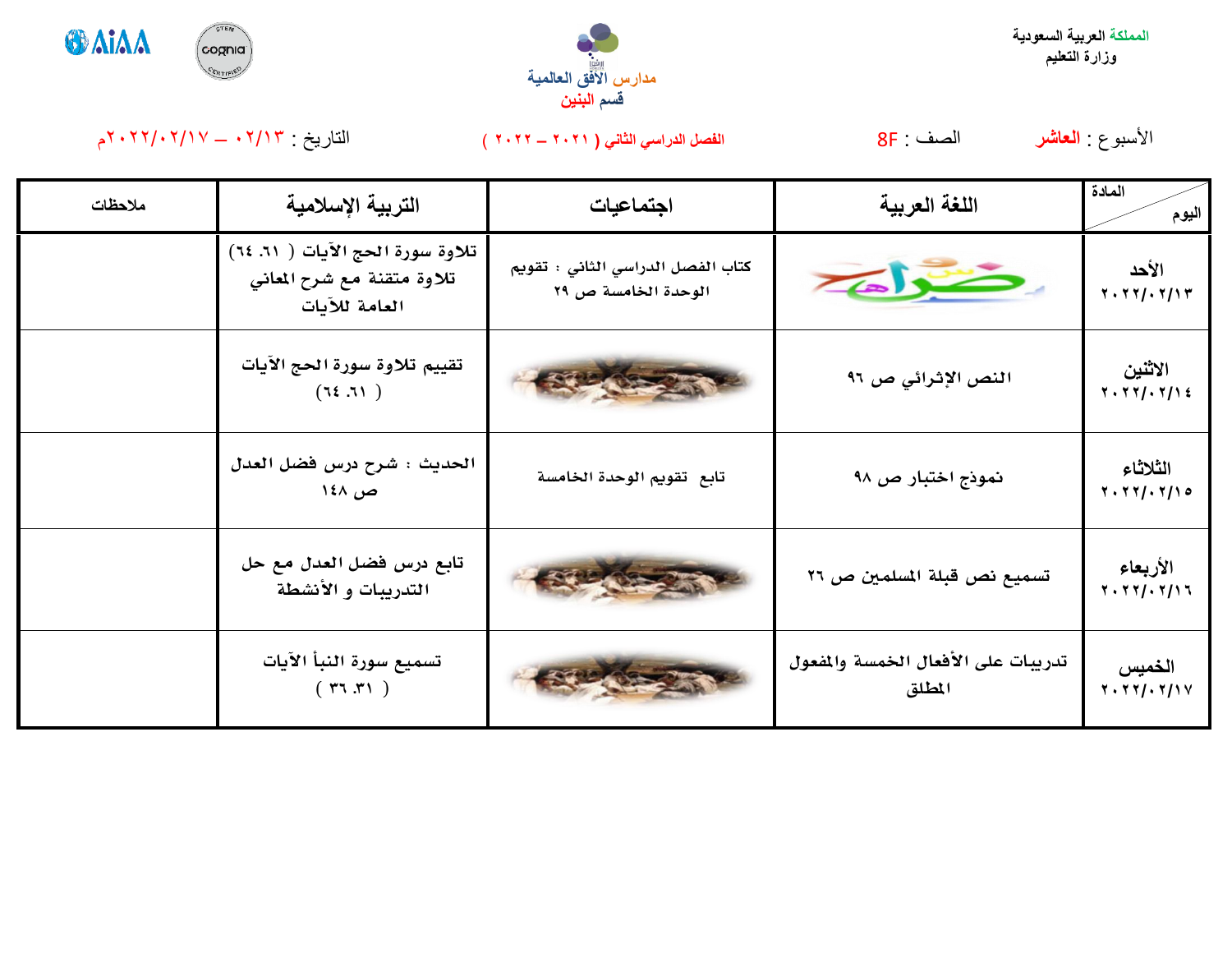المملكة العربية السعودية
وزارة التعليم

مدارس الأفق العالمية
قسم البنين

الأسبوع : العاشر　　الصف : 8F　　الفصل الدراسي الثاني ( ٢٠٢١ – ٢٠٢٢ )　　التاريخ : ٠٢/١٣ – ٢٠٢٢/٠٢/١٧م

| المادة / اليوم | اللغة العربية | اجتماعيات | التربية الإسلامية | ملاحظات |
|---|---|---|---|---|
| الأحد ٢٠٢٢/٠٢/١٣ | | كتاب الفصل الدراسي الثاني : تقويم الوحدة الخامسة ص ٢٩ | تلاوة سورة الحج الآيات ( ٦١. ٦٤) تلاوة متقنة مع شرح المعاني العامة للآيات | |
| الاثنين ٢٠٢٢/٠٢/١٤ | النص الإثرائي ص ٩٦ | | تقييم تلاوة سورة الحج الآيات ( ٦١. ٦٤) | |
| الثلاثاء ٢٠٢٢/٠٢/١٥ | نموذج اختبار ص ٩٨ | تابع تقويم الوحدة الخامسة | الحديث : شرح درس فضل العدل ص ١٤٨ | |
| الأربعاء ٢٠٢٢/٠٢/١٦ | تسميع نص قبلة المسلمين ص ٢٦ | | تابع درس فضل العدل مع حل التدريبات و الأنشطة | |
| الخميس ٢٠٢٢/٠٢/١٧ | تدريبات على الأفعال الخمسة والمفعول المطلق | | تسميع سورة النبأ الآيات ( ٣١. ٣٦ ) | |